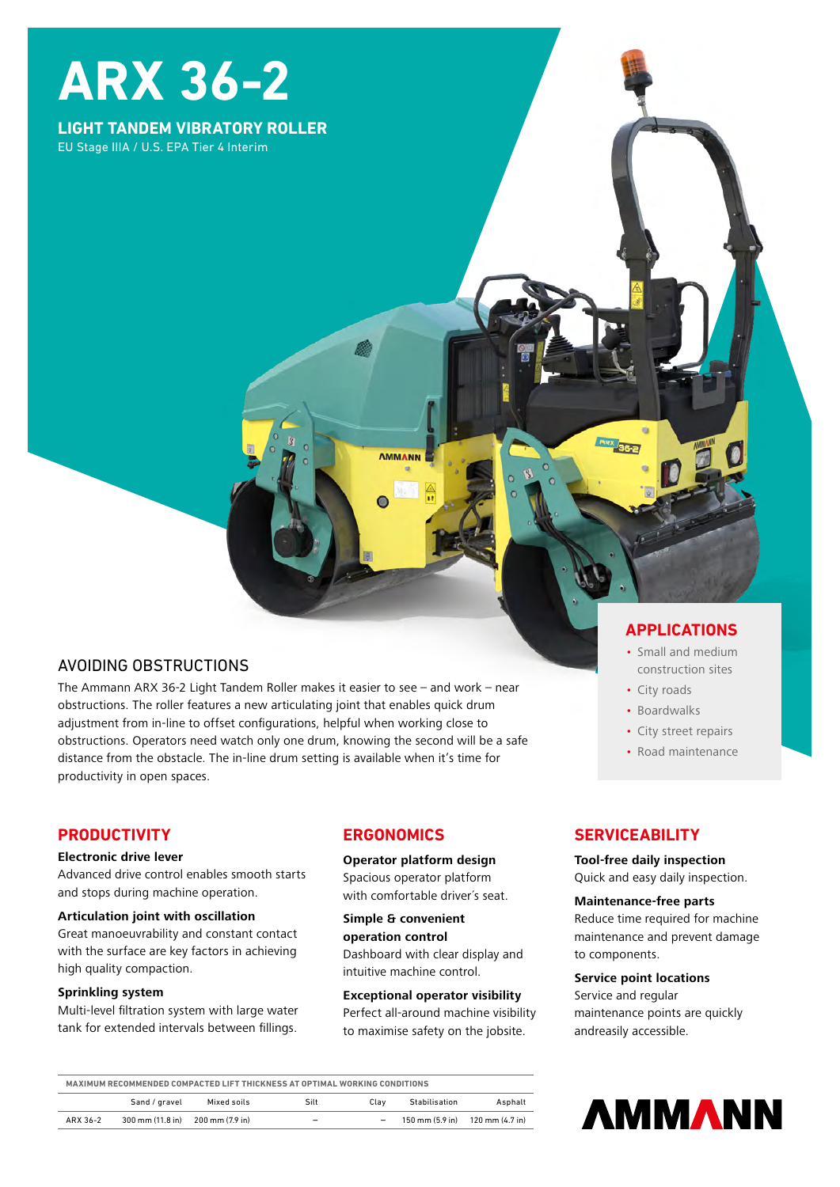# ARX 36-2

**LIGHT TANDEM VIBRATORY ROLLER**

EU Stage IIIA / U.S. EPA Tier 4 Interim

## AVOIDING OBSTRUCTIONS

The Ammann ARX 36-2 Light Tandem Roller makes it easier to see – and work – near obstructions. The roller features a new articulating joint that enables quick drum adjustment from in-line to offset configurations, helpful when working close to obstructions. Operators need watch only one drum, knowing the second will be a safe distance from the obstacle. The in-line drum setting is available when it's time for productivity in open spaces.

## APPLICATIONS

- Small and medium construction sites
- City roads
- Boardwalks
- City street repairs
- Road maintenance

## PRODUCTIVITY

**Electronic drive lever**
Advanced drive control enables smooth starts and stops during machine operation.

**Articulation joint with oscillation**
Great manoeuvrability and constant contact with the surface are key factors in achieving high quality compaction.

**Sprinkling system**
Multi-level filtration system with large water tank for extended intervals between fillings.

## ERGONOMICS

**Operator platform design**
Spacious operator platform with comfortable driver's seat.

**Simple & convenient operation control**
Dashboard with clear display and intuitive machine control.

**Exceptional operator visibility**
Perfect all-around machine visibility to maximise safety on the jobsite.

## SERVICEABILITY

**Tool-free daily inspection**
Quick and easy daily inspection.

**Maintenance-free parts**
Reduce time required for machine maintenance and prevent damage to components.

**Service point locations**
Service and regular maintenance points are quickly andreasily accessible.

**MAXIMUM RECOMMENDED COMPACTED LIFT THICKNESS AT OPTIMAL WORKING CONDITIONS**

| | Sand / gravel | Mixed soils | Silt | Clay | Stabilisation | Asphalt |
|---|---|---|---|---|---|---|
| ARX 36-2 | 300 mm (11.8 in) | 200 mm (7.9 in) | – | – | 150 mm (5.9 in) | 120 mm (4.7 in) |

AMMANN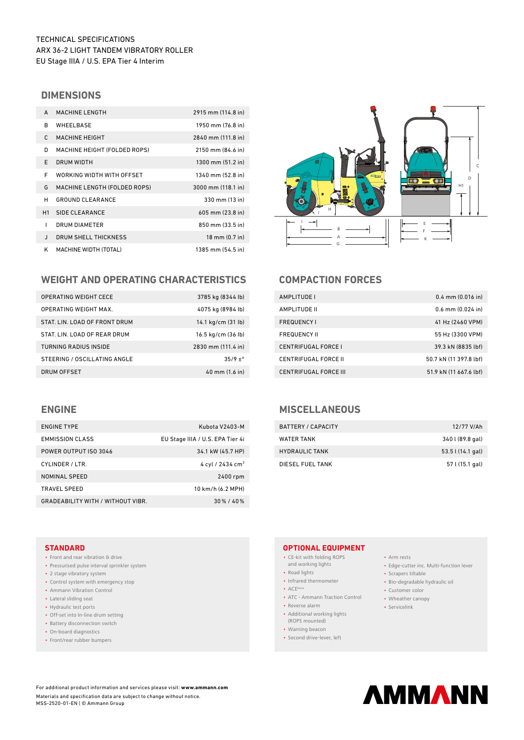TECHNICAL SPECIFICATIONS
ARX 36-2 LIGHT TANDEM VIBRATORY ROLLER
EU Stage IIIA / U.S. EPA Tier 4 Interim

## DIMENSIONS

| | | |
|---|---|---|
| A | MACHINE LENGTH | 2915 mm (114.8 in) |
| B | WHEELBASE | 1950 mm (76.8 in) |
| C | MACHINE HEIGHT | 2840 mm (111.8 in) |
| D | MACHINE HEIGHT (FOLDED ROPS) | 2150 mm (84.6 in) |
| E | DRUM WIDTH | 1300 mm (51.2 in) |
| F | WORKING WIDTH WITH OFFSET | 1340 mm (52.8 in) |
| G | MACHINE LENGTH (FOLDED ROPS) | 3000 mm (118.1 in) |
| H | GROUND CLEARANCE | 330 mm (13 in) |
| H1 | SIDE CLEARANCE | 605 mm (23.8 in) |
| I | DRUM DIAMETER | 850 mm (33.5 in) |
| J | DRUM SHELL THICKNESS | 18 mm (0.7 in) |
| K | MACHINE WIDTH (TOTAL) | 1385 mm (54.5 in) |

## WEIGHT AND OPERATING CHARACTERISTICS

| | |
|---|---|
| OPERATING WEIGHT CECE | 3785 kg (8344 lb) |
| OPERATING WEIGHT MAX. | 4075 kg (8984 lb) |
| STAT. LIN. LOAD OF FRONT DRUM | 14.1 kg/cm (31 lb) |
| STAT. LIN. LOAD OF REAR DRUM | 16.5 kg/cm (36 lb) |
| TURNING RADIUS INSIDE | 2830 mm (111.4 in) |
| STEERING / OSCILLATING ANGLE | 35/9 ±° |
| DRUM OFFSET | 40 mm (1.6 in) |

## COMPACTION FORCES

| | |
|---|---|
| AMPLITUDE I | 0.4 mm (0.016 in) |
| AMPLITUDE II | 0.6 mm (0.024 in) |
| FREQUENCY I | 41 Hz (2460 VPM) |
| FREQUENCY II | 55 Hz (3300 VPM) |
| CENTRIFUGAL FORCE I | 39.3 kN (8835 lbf) |
| CENTRIFUGAL FORCE II | 50.7 kN (11 397.8 lbf) |
| CENTRIFUGAL FORCE III | 51.9 kN (11 667.6 lbf) |

## ENGINE

| | |
|---|---|
| ENGINE TYPE | Kubota V2403-M |
| EMMISSION CLASS | EU Stage IIIA / U.S. EPA Tier 4i |
| POWER OUTPUT ISO 3046 | 34.1 kW (45.7 HP) |
| CYLINDER / LTR. | 4 cyl / 2434 cm³ |
| NOMINAL SPEED | 2400 rpm |
| TRAVEL SPEED | 10 km/h (6.2 MPH) |
| GRADEABILITY WITH / WITHOUT VIBR. | 30 % / 40 % |

## MISCELLANEOUS

| | |
|---|---|
| BATTERY / CAPACITY | 12/77 V/Ah |
| WATER TANK | 340 l (89.8 gal) |
| HYDRAULIC TANK | 53.5 l (14.1 gal) |
| DIESEL FUEL TANK | 57 l (15.1 gal) |

## STANDARD

- Front and rear vibration & drive
- Pressurised pulse interval sprinkler system
- 2 stage vibratory system
- Control system with emergency stop
- Ammann Vibration Control
- Lateral sliding seat
- Hydraulic test ports
- Off-set into In-line drum setting
- Battery disconnection switch
- On-board diagnostics
- Front/rear rubber bumpers

## OPTIONAL EQUIPMENT

- CE-kit with folding ROPS and working lights
- Road lights
- Infrared thermometer
- ACEforce
- ATC - Ammann Traction Control
- Reverse alarm
- Additional working lights (ROPS mounted)
- Warning beacon
- Second drive-lever, left
- Arm rests
- Edge-cutter inc. Multi-function lever
- Scrapers tiltable
- Bio-degradable hydraulic oil
- Customer color
- Wheather canopy
- Servicelink

For additional product information and services please visit: **www.ammann.com**
Materials and specification data are subject to change without notice.
MSS-2520-01-EN | © Ammann Group

AMMANN